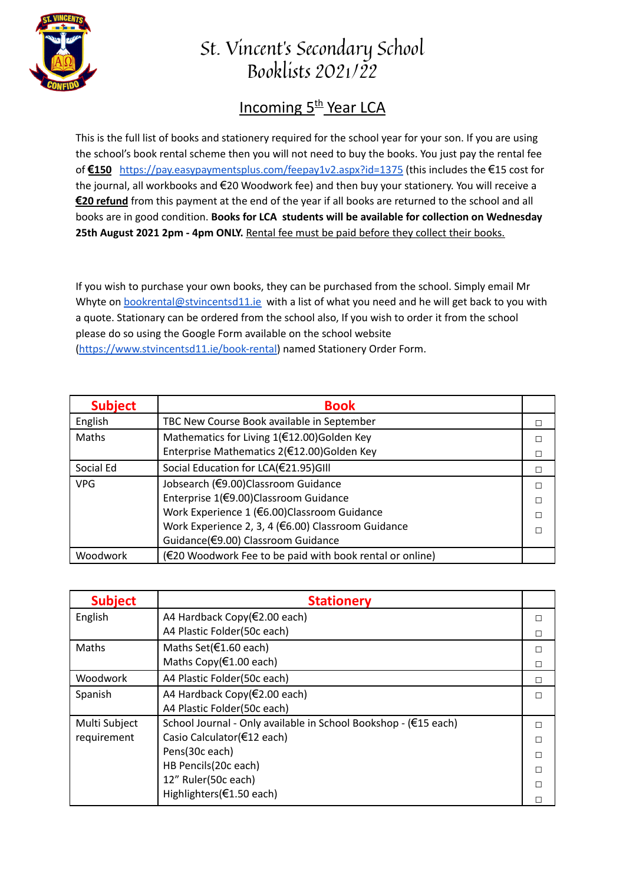# St. Vincent's Secondary School
# Booklists 2021/22

## Incoming 5th Year LCA

This is the full list of books and stationery required for the school year for your son. If you are using the school's book rental scheme then you will not need to buy the books. You just pay the rental fee of **€150** https://pay.easypaymentsplus.com/feepay1v2.aspx?id=1375 (this includes the €15 cost for the journal, all workbooks and €20 Woodwork fee) and then buy your stationery. You will receive a **€20 refund** from this payment at the end of the year if all books are returned to the school and all books are in good condition. **Books for LCA students will be available for collection on Wednesday 25th August 2021 2pm - 4pm ONLY.** Rental fee must be paid before they collect their books.

If you wish to purchase your own books, they can be purchased from the school. Simply email Mr Whyte on bookrental@stvincentsd11.ie with a list of what you need and he will get back to you with a quote. Stationary can be ordered from the school also, If you wish to order it from the school please do so using the Google Form available on the school website (https://www.stvincentsd11.ie/book-rental) named Stationery Order Form.

| Subject | Book | |
|---|---|---|
| English | TBC New Course Book available in September | ☐ |
| Maths | Mathematics for Living 1(€12.00)Golden Key<br>Enterprise Mathematics 2(€12.00)Golden Key | ☐<br>☐ |
| Social Ed | Social Education for LCA(€21.95)GIll | ☐ |
| VPG | Jobsearch (€9.00)Classroom Guidance<br>Enterprise 1(€9.00)Classroom Guidance<br>Work Experience 1 (€6.00)Classroom Guidance<br>Work Experience 2, 3, 4 (€6.00) Classroom Guidance<br>Guidance(€9.00) Classroom Guidance | ☐<br>☐<br>☐<br>☐ |
| Woodwork | (€20 Woodwork Fee to be paid with book rental or online) | |

| Subject | Stationery | |
|---|---|---|
| English | A4 Hardback Copy(€2.00 each)<br>A4 Plastic Folder(50c each) | ☐<br>☐ |
| Maths | Maths Set(€1.60 each)<br>Maths Copy(€1.00 each) | ☐<br>☐ |
| Woodwork | A4 Plastic Folder(50c each) | ☐ |
| Spanish | A4 Hardback Copy(€2.00 each)<br>A4 Plastic Folder(50c each) | ☐ |
| Multi Subject requirement | School Journal - Only available in School Bookshop - (€15 each)<br>Casio Calculator(€12 each)<br>Pens(30c each)<br>HB Pencils(20c each)<br>12" Ruler(50c each)<br>Highlighters(€1.50 each) | ☐<br>☐<br>☐<br>☐<br>☐<br>☐ |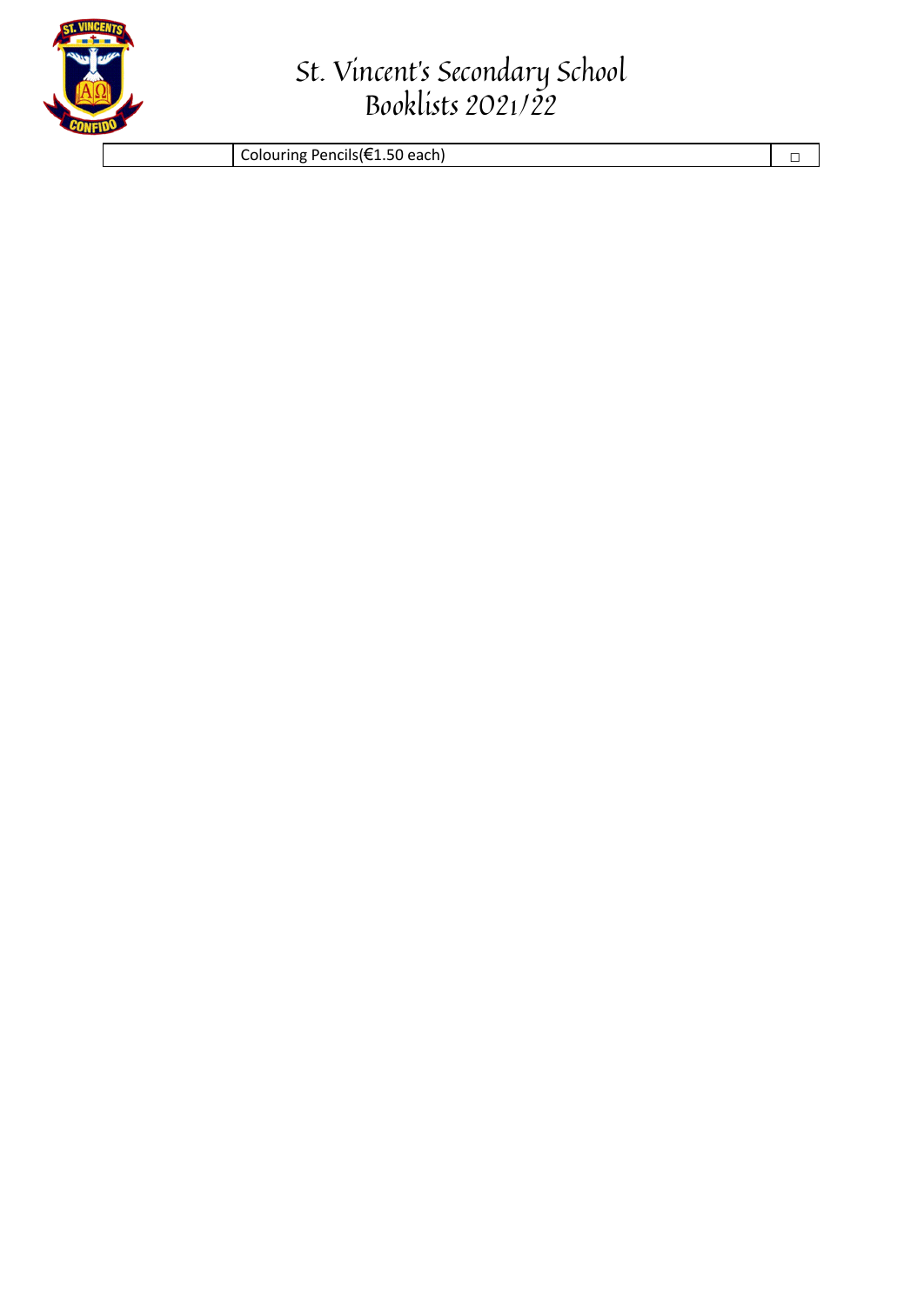# St. Vincent's Secondary School
## Booklists 2021/22

| | | |
|---|---|---|
| | Colouring Pencils(€1.50 each) | □ |